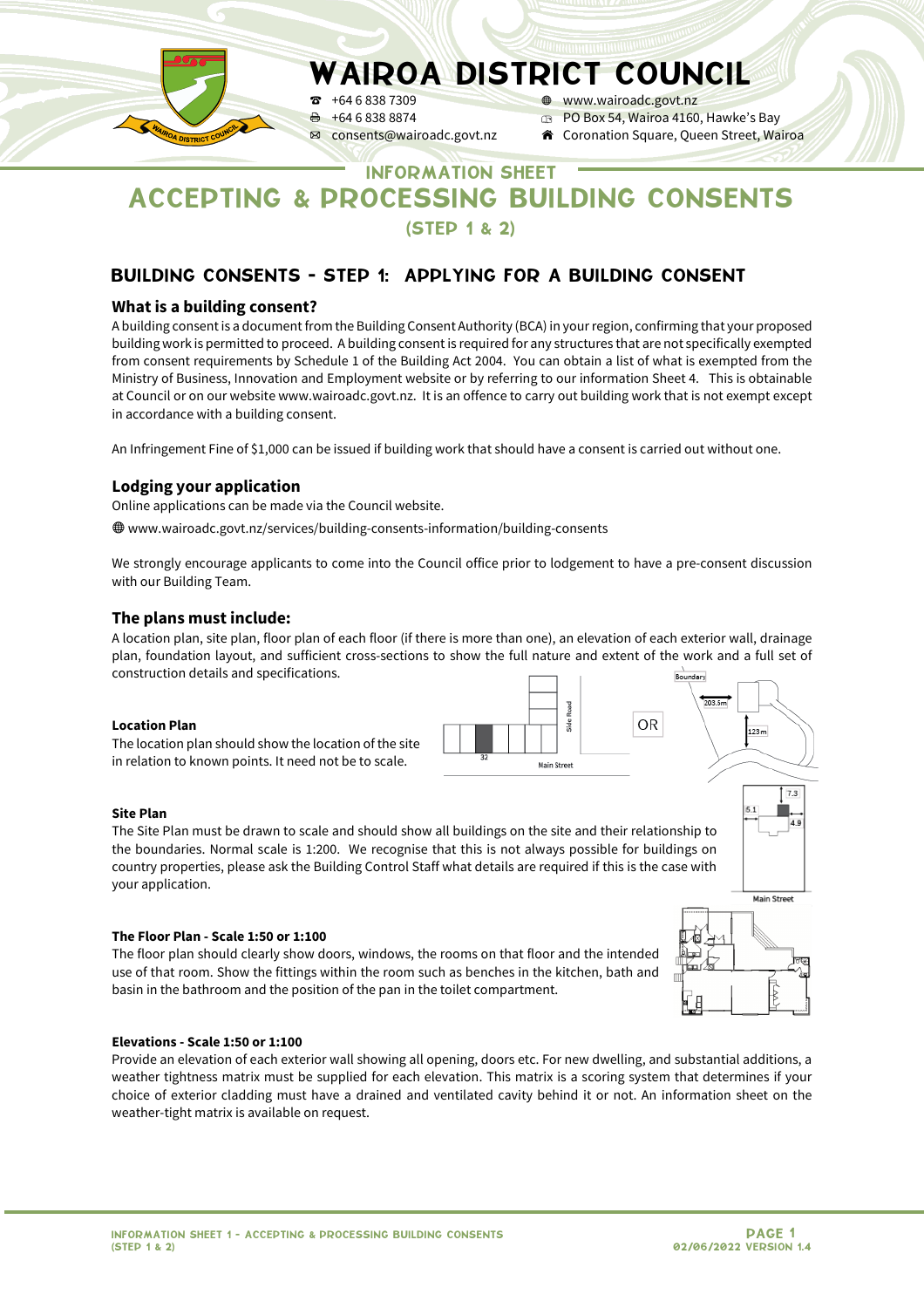# WAIROA DISTRICT COUNCIL

+64 6 838 7309
+64 6 838 8874
consents@wairoadc.govt.nz
www.wairoadc.govt.nz
PO Box 54, Wairoa 4160, Hawke's Bay
Coronation Square, Queen Street, Wairoa

INFORMATION SHEET

# ACCEPTING & PROCESSING BUILDING CONSENTS (STEP 1 & 2)

## BUILDING CONSENTS - STEP 1: APPLYING FOR A BUILDING CONSENT

### What is a building consent?

A building consent is a document from the Building Consent Authority (BCA) in your region, confirming that your proposed building work is permitted to proceed. A building consent is required for any structures that are not specifically exempted from consent requirements by Schedule 1 of the Building Act 2004. You can obtain a list of what is exempted from the Ministry of Business, Innovation and Employment website or by referring to our information Sheet 4. This is obtainable at Council or on our website www.wairoadc.govt.nz. It is an offence to carry out building work that is not exempt except in accordance with a building consent.

An Infringement Fine of $1,000 can be issued if building work that should have a consent is carried out without one.

### Lodging your application

Online applications can be made via the Council website.

www.wairoadc.govt.nz/services/building-consents-information/building-consents

We strongly encourage applicants to come into the Council office prior to lodgement to have a pre-consent discussion with our Building Team.

### The plans must include:

A location plan, site plan, floor plan of each floor (if there is more than one), an elevation of each exterior wall, drainage plan, foundation layout, and sufficient cross-sections to show the full nature and extent of the work and a full set of construction details and specifications.

**Location Plan**

The location plan should show the location of the site in relation to known points. It need not be to scale.

**Site Plan**

The Site Plan must be drawn to scale and should show all buildings on the site and their relationship to the boundaries. Normal scale is 1:200. We recognise that this is not always possible for buildings on country properties, please ask the Building Control Staff what details are required if this is the case with your application.

**The Floor Plan - Scale 1:50 or 1:100**

The floor plan should clearly show doors, windows, the rooms on that floor and the intended use of that room. Show the fittings within the room such as benches in the kitchen, bath and basin in the bathroom and the position of the pan in the toilet compartment.

**Elevations - Scale 1:50 or 1:100**

Provide an elevation of each exterior wall showing all opening, doors etc. For new dwelling, and substantial additions, a weather tightness matrix must be supplied for each elevation. This matrix is a scoring system that determines if your choice of exterior cladding must have a drained and ventilated cavity behind it or not. An information sheet on the weather-tight matrix is available on request.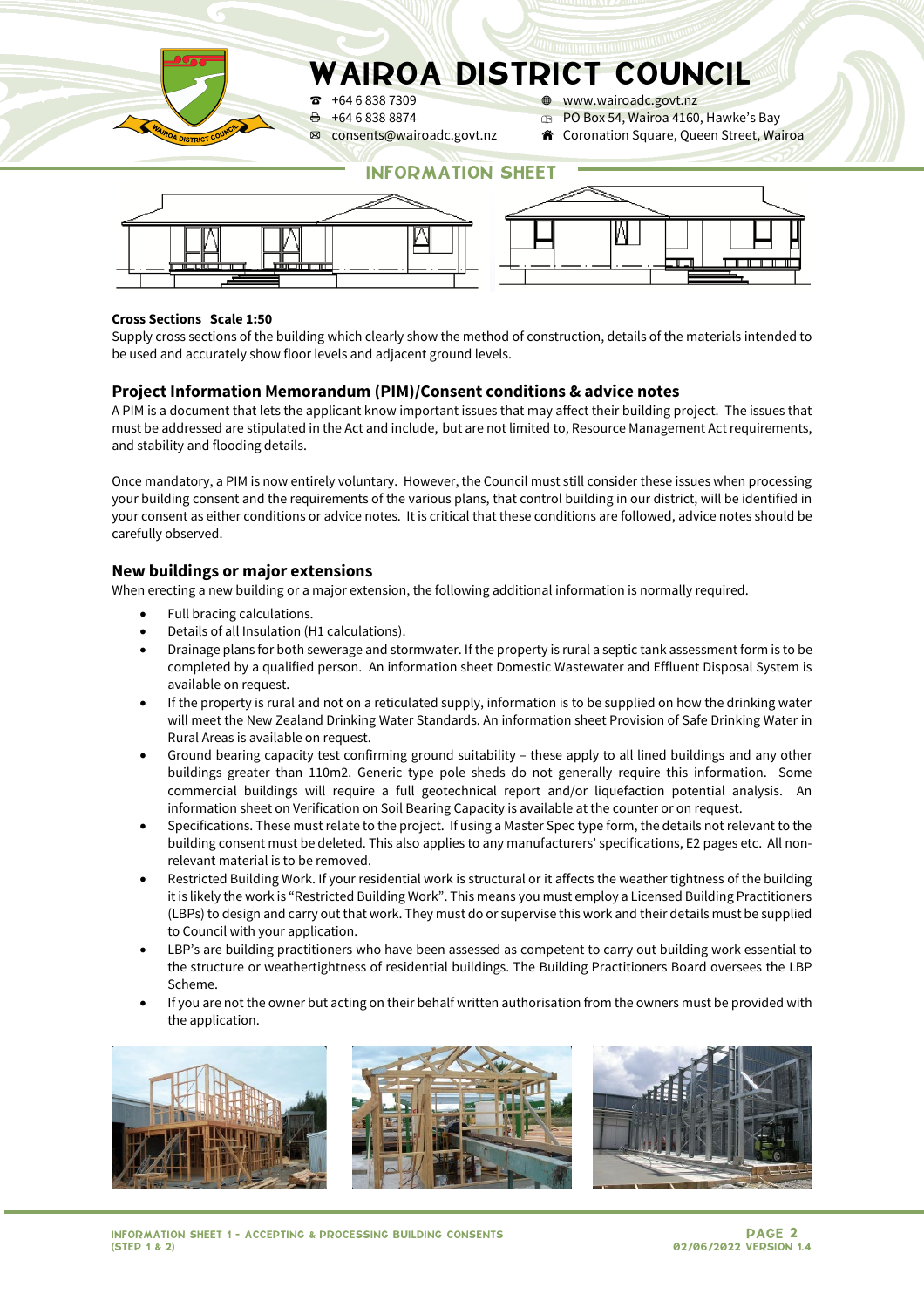**Cross Sections  Scale 1:50**

Supply cross sections of the building which clearly show the method of construction, details of the materials intended to be used and accurately show floor levels and adjacent ground levels.

## Project Information Memorandum (PIM)/Consent conditions & advice notes

A PIM is a document that lets the applicant know important issues that may affect their building project. The issues that must be addressed are stipulated in the Act and include, but are not limited to, Resource Management Act requirements, and stability and flooding details.

Once mandatory, a PIM is now entirely voluntary. However, the Council must still consider these issues when processing your building consent and the requirements of the various plans, that control building in our district, will be identified in your consent as either conditions or advice notes. It is critical that these conditions are followed, advice notes should be carefully observed.

## New buildings or major extensions

When erecting a new building or a major extension, the following additional information is normally required.

- Full bracing calculations.
- Details of all Insulation (H1 calculations).
- Drainage plans for both sewerage and stormwater. If the property is rural a septic tank assessment form is to be completed by a qualified person. An information sheet Domestic Wastewater and Effluent Disposal System is available on request.
- If the property is rural and not on a reticulated supply, information is to be supplied on how the drinking water will meet the New Zealand Drinking Water Standards. An information sheet Provision of Safe Drinking Water in Rural Areas is available on request.
- Ground bearing capacity test confirming ground suitability – these apply to all lined buildings and any other buildings greater than 110m2. Generic type pole sheds do not generally require this information. Some commercial buildings will require a full geotechnical report and/or liquefaction potential analysis. An information sheet on Verification on Soil Bearing Capacity is available at the counter or on request.
- Specifications. These must relate to the project. If using a Master Spec type form, the details not relevant to the building consent must be deleted. This also applies to any manufacturers' specifications, E2 pages etc. All non-relevant material is to be removed.
- Restricted Building Work. If your residential work is structural or it affects the weather tightness of the building it is likely the work is "Restricted Building Work". This means you must employ a Licensed Building Practitioners (LBPs) to design and carry out that work. They must do or supervise this work and their details must be supplied to Council with your application.
- LBP's are building practitioners who have been assessed as competent to carry out building work essential to the structure or weathertightness of residential buildings. The Building Practitioners Board oversees the LBP Scheme.
- If you are not the owner but acting on their behalf written authorisation from the owners must be provided with the application.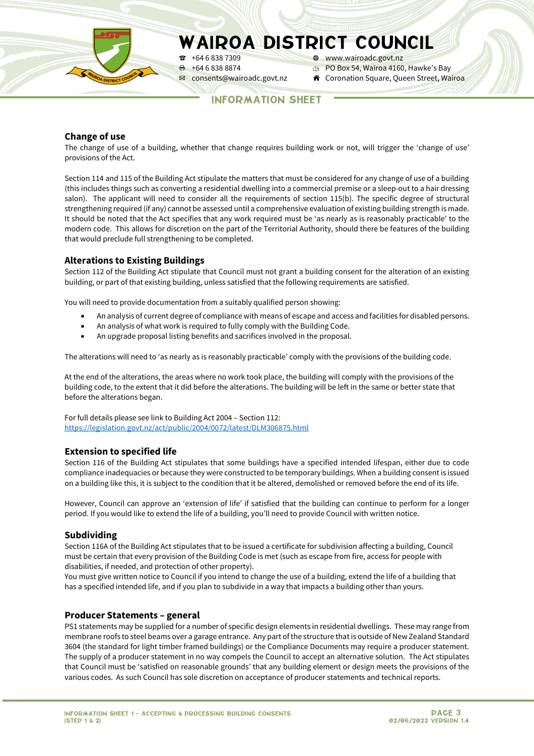## Change of use

The change of use of a building, whether that change requires building work or not, will trigger the 'change of use' provisions of the Act.

Section 114 and 115 of the Building Act stipulate the matters that must be considered for any change of use of a building (this includes things such as converting a residential dwelling into a commercial premise or a sleep-out to a hair dressing salon). The applicant will need to consider all the requirements of section 115(b). The specific degree of structural strengthening required (if any) cannot be assessed until a comprehensive evaluation of existing building strength is made. It should be noted that the Act specifies that any work required must be 'as nearly as is reasonably practicable' to the modern code. This allows for discretion on the part of the Territorial Authority, should there be features of the building that would preclude full strengthening to be completed.

## Alterations to Existing Buildings

Section 112 of the Building Act stipulate that Council must not grant a building consent for the alteration of an existing building, or part of that existing building, unless satisfied that the following requirements are satisfied.

You will need to provide documentation from a suitably qualified person showing:

- An analysis of current degree of compliance with means of escape and access and facilities for disabled persons.
- An analysis of what work is required to fully comply with the Building Code.
- An upgrade proposal listing benefits and sacrifices involved in the proposal.

The alterations will need to 'as nearly as is reasonably practicable' comply with the provisions of the building code.

At the end of the alterations, the areas where no work took place, the building will comply with the provisions of the building code, to the extent that it did before the alterations. The building will be left in the same or better state that before the alterations began.

For full details please see link to Building Act 2004 – Section 112:
https://legislation.govt.nz/act/public/2004/0072/latest/DLM306875.html

## Extension to specified life

Section 116 of the Building Act stipulates that some buildings have a specified intended lifespan, either due to code compliance inadequacies or because they were constructed to be temporary buildings. When a building consent is issued on a building like this, it is subject to the condition that it be altered, demolished or removed before the end of its life.

However, Council can approve an 'extension of life' if satisfied that the building can continue to perform for a longer period. If you would like to extend the life of a building, you'll need to provide Council with written notice.

## Subdividing

Section 116A of the Building Act stipulates that to be issued a certificate for subdivision affecting a building, Council must be certain that every provision of the Building Code is met (such as escape from fire, access for people with disabilities, if needed, and protection of other property).
You must give written notice to Council if you intend to change the use of a building, extend the life of a building that has a specified intended life, and if you plan to subdivide in a way that impacts a building other than yours.

## Producer Statements – general

PS1 statements may be supplied for a number of specific design elements in residential dwellings. These may range from membrane roofs to steel beams over a garage entrance. Any part of the structure that is outside of New Zealand Standard 3604 (the standard for light timber framed buildings) or the Compliance Documents may require a producer statement. The supply of a producer statement in no way compels the Council to accept an alternative solution. The Act stipulates that Council must be 'satisfied on reasonable grounds' that any building element or design meets the provisions of the various codes. As such Council has sole discretion on acceptance of producer statements and technical reports.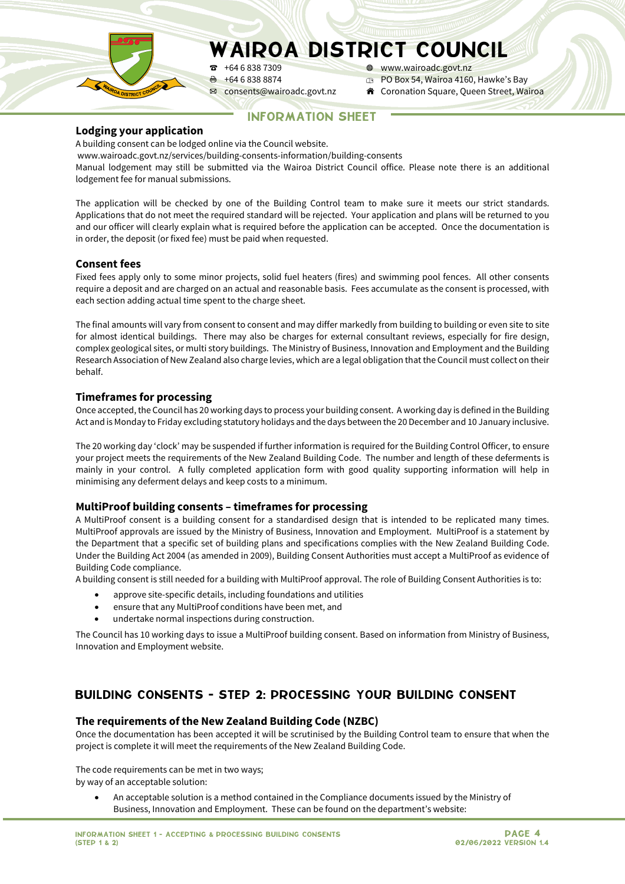# WAIROA DISTRICT COUNCIL

+64 6 838 7309
+64 6 838 8874
consents@wairoadc.govt.nz
www.wairoadc.govt.nz
PO Box 54, Wairoa 4160, Hawke's Bay
Coronation Square, Queen Street, Wairoa

## INFORMATION SHEET

### Lodging your application

A building consent can be lodged online via the Council website.
www.wairoadc.govt.nz/services/building-consents-information/building-consents
Manual lodgement may still be submitted via the Wairoa District Council office. Please note there is an additional lodgement fee for manual submissions.

The application will be checked by one of the Building Control team to make sure it meets our strict standards. Applications that do not meet the required standard will be rejected. Your application and plans will be returned to you and our officer will clearly explain what is required before the application can be accepted. Once the documentation is in order, the deposit (or fixed fee) must be paid when requested.

### Consent fees

Fixed fees apply only to some minor projects, solid fuel heaters (fires) and swimming pool fences. All other consents require a deposit and are charged on an actual and reasonable basis. Fees accumulate as the consent is processed, with each section adding actual time spent to the charge sheet.

The final amounts will vary from consent to consent and may differ markedly from building to building or even site to site for almost identical buildings. There may also be charges for external consultant reviews, especially for fire design, complex geological sites, or multi story buildings. The Ministry of Business, Innovation and Employment and the Building Research Association of New Zealand also charge levies, which are a legal obligation that the Council must collect on their behalf.

### Timeframes for processing

Once accepted, the Council has 20 working days to process your building consent. A working day is defined in the Building Act and is Monday to Friday excluding statutory holidays and the days between the 20 December and 10 January inclusive.

The 20 working day 'clock' may be suspended if further information is required for the Building Control Officer, to ensure your project meets the requirements of the New Zealand Building Code. The number and length of these deferments is mainly in your control. A fully completed application form with good quality supporting information will help in minimising any deferment delays and keep costs to a minimum.

### MultiProof building consents – timeframes for processing

A MultiProof consent is a building consent for a standardised design that is intended to be replicated many times. MultiProof approvals are issued by the Ministry of Business, Innovation and Employment. MultiProof is a statement by the Department that a specific set of building plans and specifications complies with the New Zealand Building Code. Under the Building Act 2004 (as amended in 2009), Building Consent Authorities must accept a MultiProof as evidence of Building Code compliance.
A building consent is still needed for a building with MultiProof approval. The role of Building Consent Authorities is to:

- approve site-specific details, including foundations and utilities
- ensure that any MultiProof conditions have been met, and
- undertake normal inspections during construction.

The Council has 10 working days to issue a MultiProof building consent. Based on information from Ministry of Business, Innovation and Employment website.

## BUILDING CONSENTS - STEP 2: PROCESSING YOUR BUILDING CONSENT

### The requirements of the New Zealand Building Code (NZBC)

Once the documentation has been accepted it will be scrutinised by the Building Control team to ensure that when the project is complete it will meet the requirements of the New Zealand Building Code.

The code requirements can be met in two ways;
by way of an acceptable solution:

- An acceptable solution is a method contained in the Compliance documents issued by the Ministry of Business, Innovation and Employment. These can be found on the department's website: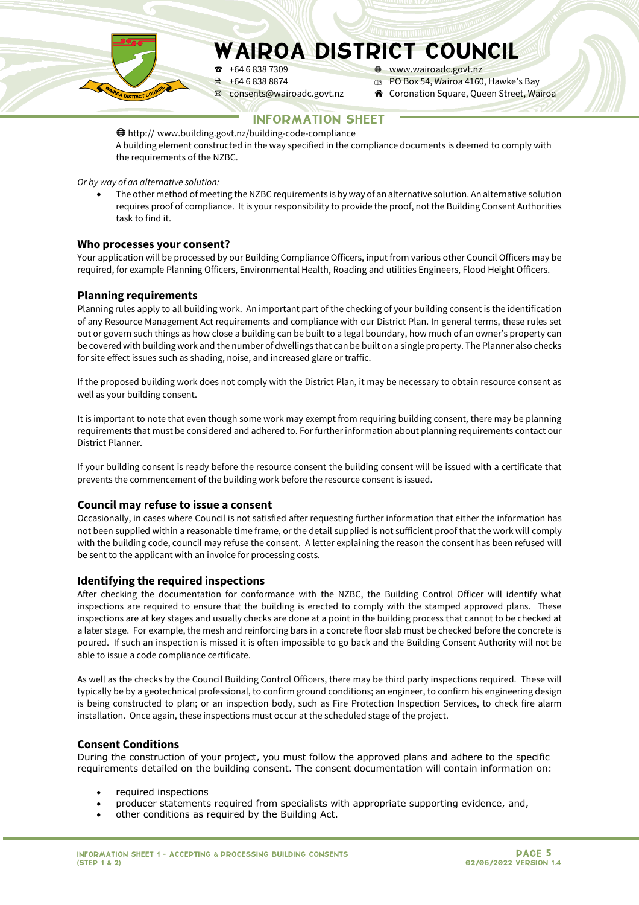🌐 http:// www.building.govt.nz/building-code-compliance
A building element constructed in the way specified in the compliance documents is deemed to comply with the requirements of the NZBC.

*Or by way of an alternative solution:*

- The other method of meeting the NZBC requirements is by way of an alternative solution. An alternative solution requires proof of compliance. It is your responsibility to provide the proof, not the Building Consent Authorities task to find it.

## Who processes your consent?

Your application will be processed by our Building Compliance Officers, input from various other Council Officers may be required, for example Planning Officers, Environmental Health, Roading and utilities Engineers, Flood Height Officers.

## Planning requirements

Planning rules apply to all building work. An important part of the checking of your building consent is the identification of any Resource Management Act requirements and compliance with our District Plan. In general terms, these rules set out or govern such things as how close a building can be built to a legal boundary, how much of an owner's property can be covered with building work and the number of dwellings that can be built on a single property. The Planner also checks for site effect issues such as shading, noise, and increased glare or traffic.

If the proposed building work does not comply with the District Plan, it may be necessary to obtain resource consent as well as your building consent.

It is important to note that even though some work may exempt from requiring building consent, there may be planning requirements that must be considered and adhered to. For further information about planning requirements contact our District Planner.

If your building consent is ready before the resource consent the building consent will be issued with a certificate that prevents the commencement of the building work before the resource consent is issued.

## Council may refuse to issue a consent

Occasionally, in cases where Council is not satisfied after requesting further information that either the information has not been supplied within a reasonable time frame, or the detail supplied is not sufficient proof that the work will comply with the building code, council may refuse the consent. A letter explaining the reason the consent has been refused will be sent to the applicant with an invoice for processing costs.

## Identifying the required inspections

After checking the documentation for conformance with the NZBC, the Building Control Officer will identify what inspections are required to ensure that the building is erected to comply with the stamped approved plans. These inspections are at key stages and usually checks are done at a point in the building process that cannot to be checked at a later stage. For example, the mesh and reinforcing bars in a concrete floor slab must be checked before the concrete is poured. If such an inspection is missed it is often impossible to go back and the Building Consent Authority will not be able to issue a code compliance certificate.

As well as the checks by the Council Building Control Officers, there may be third party inspections required. These will typically be by a geotechnical professional, to confirm ground conditions; an engineer, to confirm his engineering design is being constructed to plan; or an inspection body, such as Fire Protection Inspection Services, to check fire alarm installation. Once again, these inspections must occur at the scheduled stage of the project.

## Consent Conditions

During the construction of your project, you must follow the approved plans and adhere to the specific requirements detailed on the building consent. The consent documentation will contain information on:

- required inspections
- producer statements required from specialists with appropriate supporting evidence, and,
- other conditions as required by the Building Act.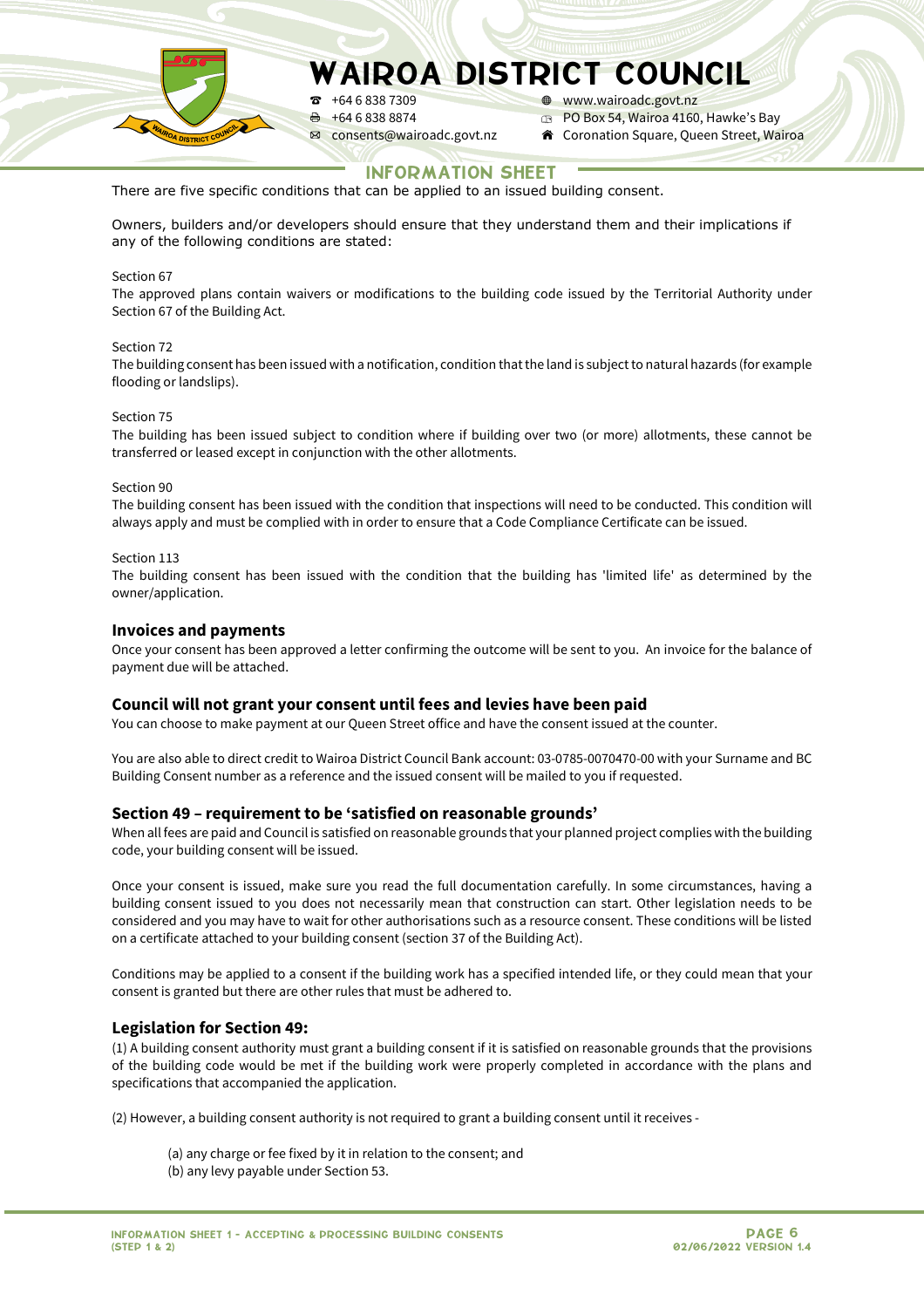# WAIROA DISTRICT COUNCIL

☎ +64 6 838 7309
🖷 +64 6 838 8874
✉ consents@wairoadc.govt.nz
🌐 www.wairoadc.govt.nz
PO Box 54, Wairoa 4160, Hawke's Bay
Coronation Square, Queen Street, Wairoa

## INFORMATION SHEET

There are five specific conditions that can be applied to an issued building consent.

Owners, builders and/or developers should ensure that they understand them and their implications if any of the following conditions are stated:

Section 67
The approved plans contain waivers or modifications to the building code issued by the Territorial Authority under Section 67 of the Building Act.

Section 72
The building consent has been issued with a notification, condition that the land is subject to natural hazards (for example flooding or landslips).

Section 75
The building has been issued subject to condition where if building over two (or more) allotments, these cannot be transferred or leased except in conjunction with the other allotments.

Section 90
The building consent has been issued with the condition that inspections will need to be conducted. This condition will always apply and must be complied with in order to ensure that a Code Compliance Certificate can be issued.

Section 113
The building consent has been issued with the condition that the building has 'limited life' as determined by the owner/application.

### Invoices and payments

Once your consent has been approved a letter confirming the outcome will be sent to you. An invoice for the balance of payment due will be attached.

### Council will not grant your consent until fees and levies have been paid

You can choose to make payment at our Queen Street office and have the consent issued at the counter.

You are also able to direct credit to Wairoa District Council Bank account: 03-0785-0070470-00 with your Surname and BC Building Consent number as a reference and the issued consent will be mailed to you if requested.

### Section 49 – requirement to be 'satisfied on reasonable grounds'

When all fees are paid and Council is satisfied on reasonable grounds that your planned project complies with the building code, your building consent will be issued.

Once your consent is issued, make sure you read the full documentation carefully. In some circumstances, having a building consent issued to you does not necessarily mean that construction can start. Other legislation needs to be considered and you may have to wait for other authorisations such as a resource consent. These conditions will be listed on a certificate attached to your building consent (section 37 of the Building Act).

Conditions may be applied to a consent if the building work has a specified intended life, or they could mean that your consent is granted but there are other rules that must be adhered to.

### Legislation for Section 49:

(1) A building consent authority must grant a building consent if it is satisfied on reasonable grounds that the provisions of the building code would be met if the building work were properly completed in accordance with the plans and specifications that accompanied the application.

(2) However, a building consent authority is not required to grant a building consent until it receives -

(a) any charge or fee fixed by it in relation to the consent; and
(b) any levy payable under Section 53.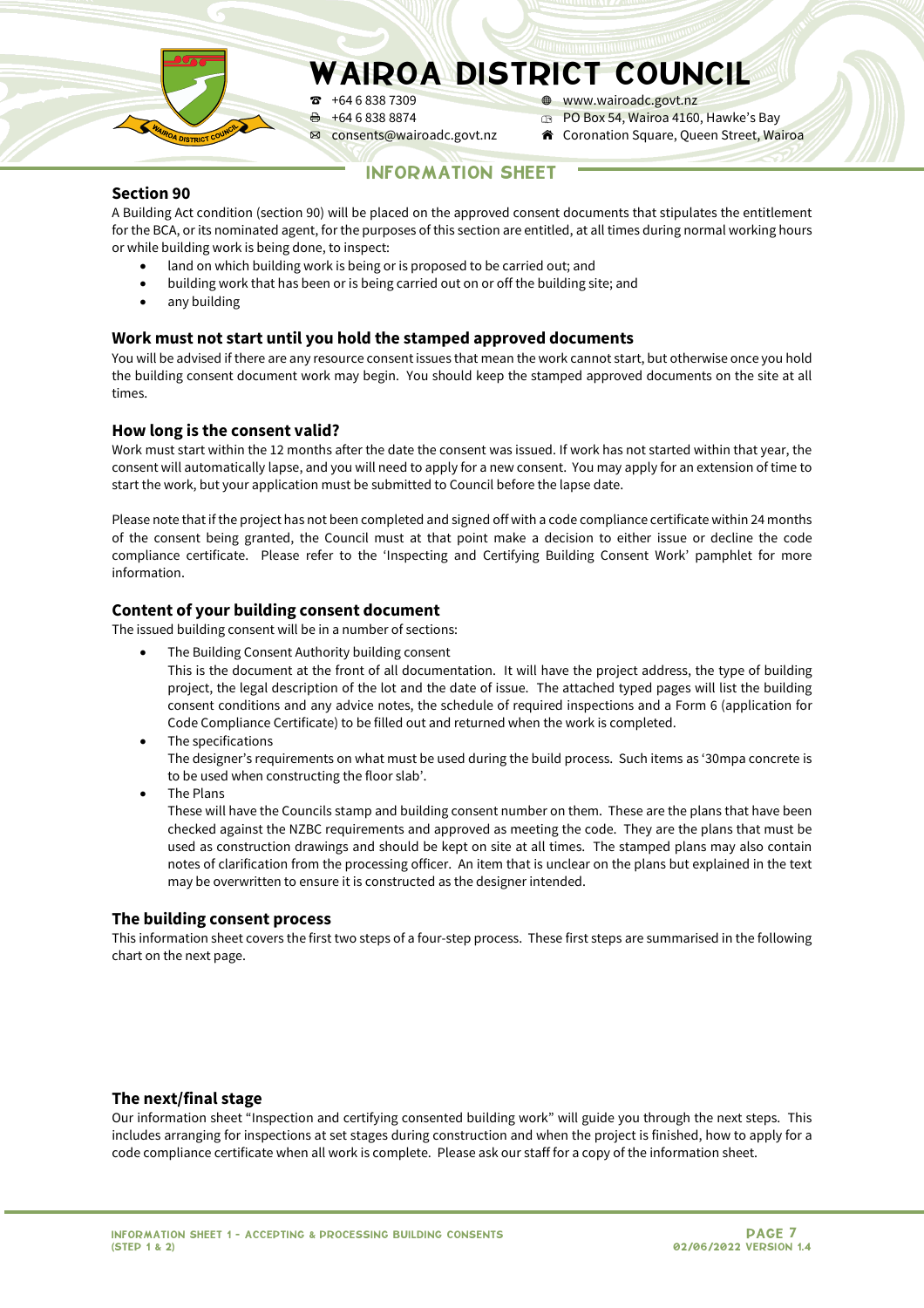## Section 90

A Building Act condition (section 90) will be placed on the approved consent documents that stipulates the entitlement for the BCA, or its nominated agent, for the purposes of this section are entitled, at all times during normal working hours or while building work is being done, to inspect:

- land on which building work is being or is proposed to be carried out; and
- building work that has been or is being carried out on or off the building site; and
- any building

## Work must not start until you hold the stamped approved documents

You will be advised if there are any resource consent issues that mean the work cannot start, but otherwise once you hold the building consent document work may begin. You should keep the stamped approved documents on the site at all times.

## How long is the consent valid?

Work must start within the 12 months after the date the consent was issued. If work has not started within that year, the consent will automatically lapse, and you will need to apply for a new consent. You may apply for an extension of time to start the work, but your application must be submitted to Council before the lapse date.

Please note that if the project has not been completed and signed off with a code compliance certificate within 24 months of the consent being granted, the Council must at that point make a decision to either issue or decline the code compliance certificate. Please refer to the 'Inspecting and Certifying Building Consent Work' pamphlet for more information.

## Content of your building consent document

The issued building consent will be in a number of sections:

- The Building Consent Authority building consent
  This is the document at the front of all documentation. It will have the project address, the type of building project, the legal description of the lot and the date of issue. The attached typed pages will list the building consent conditions and any advice notes, the schedule of required inspections and a Form 6 (application for Code Compliance Certificate) to be filled out and returned when the work is completed.
- The specifications
  The designer's requirements on what must be used during the build process. Such items as '30mpa concrete is to be used when constructing the floor slab'.
- The Plans
  These will have the Councils stamp and building consent number on them. These are the plans that have been checked against the NZBC requirements and approved as meeting the code. They are the plans that must be used as construction drawings and should be kept on site at all times. The stamped plans may also contain notes of clarification from the processing officer. An item that is unclear on the plans but explained in the text may be overwritten to ensure it is constructed as the designer intended.

## The building consent process

This information sheet covers the first two steps of a four-step process. These first steps are summarised in the following chart on the next page.

## The next/final stage

Our information sheet "Inspection and certifying consented building work" will guide you through the next steps. This includes arranging for inspections at set stages during construction and when the project is finished, how to apply for a code compliance certificate when all work is complete. Please ask our staff for a copy of the information sheet.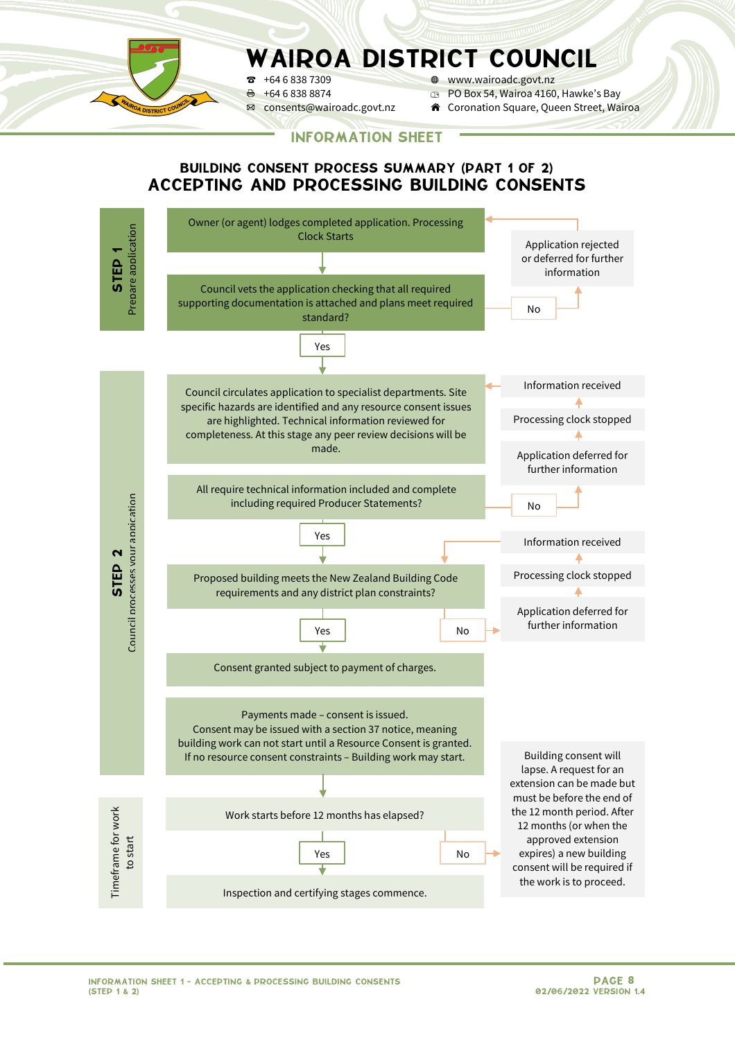# WAIROA DISTRICT COUNCIL

☎ +64 6 838 7309
🖷 +64 6 838 8874
✉ consents@wairoadc.govt.nz
🌐 www.wairoadc.govt.nz
PO Box 54, Wairoa 4160, Hawke's Bay
Coronation Square, Queen Street, Wairoa

## INFORMATION SHEET

### BUILDING CONSENT PROCESS SUMMARY (PART 1 OF 2)

## ACCEPTING AND PROCESSING BUILDING CONSENTS

**STEP 1**
Prepare application

Owner (or agent) lodges completed application. Processing Clock Starts

Council vets the application checking that all required supporting documentation is attached and plans meet required standard?

No → Application rejected or deferred for further information

Yes

**STEP 2**
Council processes your application

Council circulates application to specialist departments. Site specific hazards are identified and any resource consent issues are highlighted. Technical information reviewed for completeness. At this stage any peer review decisions will be made.

All require technical information included and complete including required Producer Statements?

No → Application deferred for further information → Processing clock stopped → Information received

Yes

Proposed building meets the New Zealand Building Code requirements and any district plan constraints?

No → Application deferred for further information → Processing clock stopped → Information received

Yes

Consent granted subject to payment of charges.

Payments made – consent is issued.
Consent may be issued with a section 37 notice, meaning building work can not start until a Resource Consent is granted.
If no resource consent constraints – Building work may start.

Timeframe for work to start

Work starts before 12 months has elapsed?

No → Building consent will lapse. A request for an extension can be made but must be before the end of the 12 month period. After 12 months (or when the approved extension expires) a new building consent will be required if the work is to proceed.

Yes

Inspection and certifying stages commence.

INFORMATION SHEET 1 - ACCEPTING & PROCESSING BUILDING CONSENTS (STEP 1 & 2)

02/06/2022 VERSION 1.4